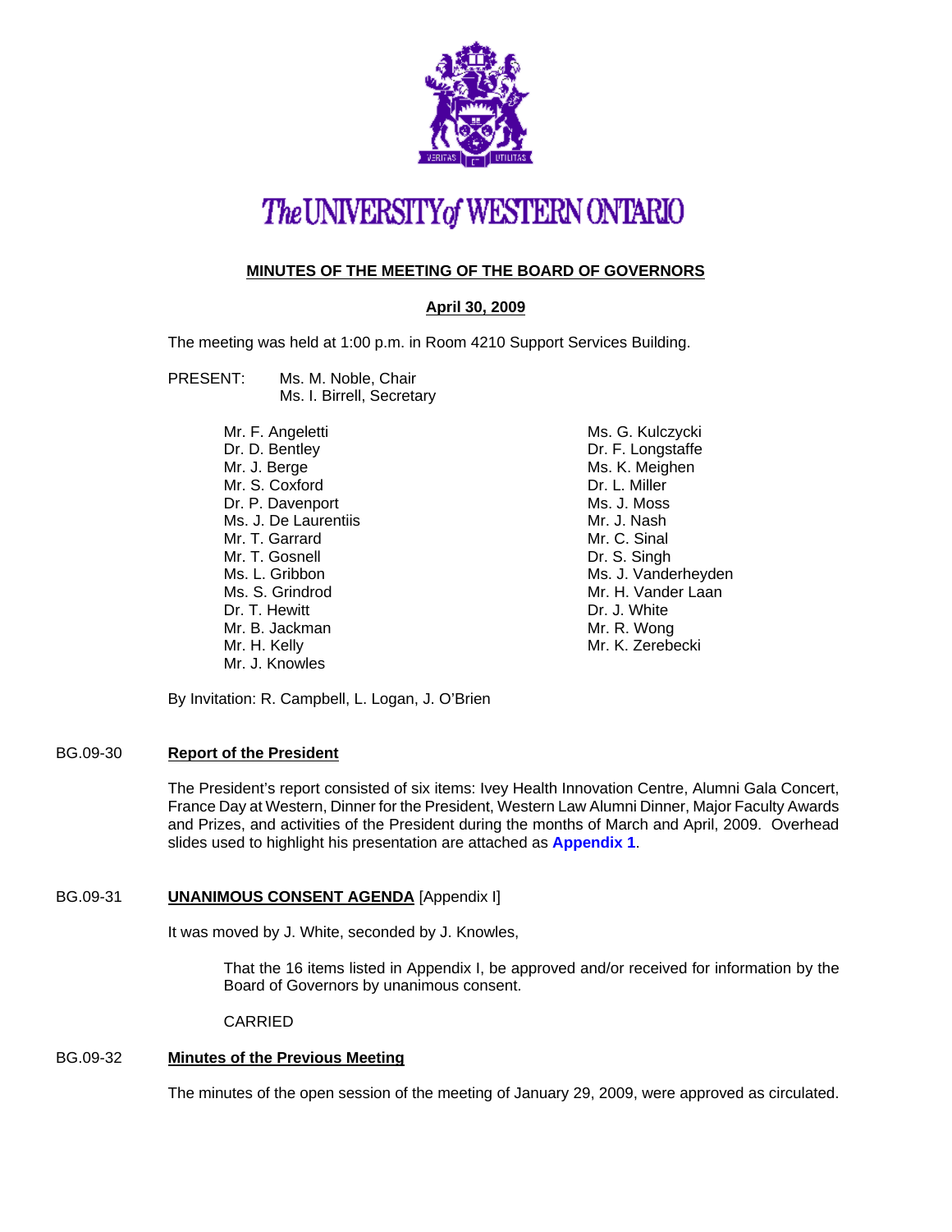# The UNIVERSITY of WESTERN ONTARIO

## MINUTES OF THE MEETING OF THE BOARD OF GOVERNORS

### April 30, 2009

The meeting was held at 1:00 p.m. in Room 4210 Support Services Building.

PRESENT: Ms. M. Noble, Chair
Ms. I. Birrell, Secretary

Mr. F. Angeletti
Dr. D. Bentley
Mr. J. Berge
Mr. S. Coxford
Dr. P. Davenport
Ms. J. De Laurentiis
Mr. T. Garrard
Mr. T. Gosnell
Ms. L. Gribbon
Ms. S. Grindrod
Dr. T. Hewitt
Mr. B. Jackman
Mr. H. Kelly
Mr. J. Knowles
Ms. G. Kulczycki
Dr. F. Longstaffe
Ms. K. Meighen
Dr. L. Miller
Ms. J. Moss
Mr. J. Nash
Mr. C. Sinal
Dr. S. Singh
Ms. J. Vanderheyden
Mr. H. Vander Laan
Dr. J. White
Mr. R. Wong
Mr. K. Zerebecki

By Invitation: R. Campbell, L. Logan, J. O'Brien

**BG.09-30 Report of the President**

The President's report consisted of six items: Ivey Health Innovation Centre, Alumni Gala Concert, France Day at Western, Dinner for the President, Western Law Alumni Dinner, Major Faculty Awards and Prizes, and activities of the President during the months of March and April, 2009. Overhead slides used to highlight his presentation are attached as **Appendix 1**.

**BG.09-31 UNANIMOUS CONSENT AGENDA** [Appendix I]

It was moved by J. White, seconded by J. Knowles,

> That the 16 items listed in Appendix I, be approved and/or received for information by the Board of Governors by unanimous consent.
>
> CARRIED

**BG.09-32 Minutes of the Previous Meeting**

The minutes of the open session of the meeting of January 29, 2009, were approved as circulated.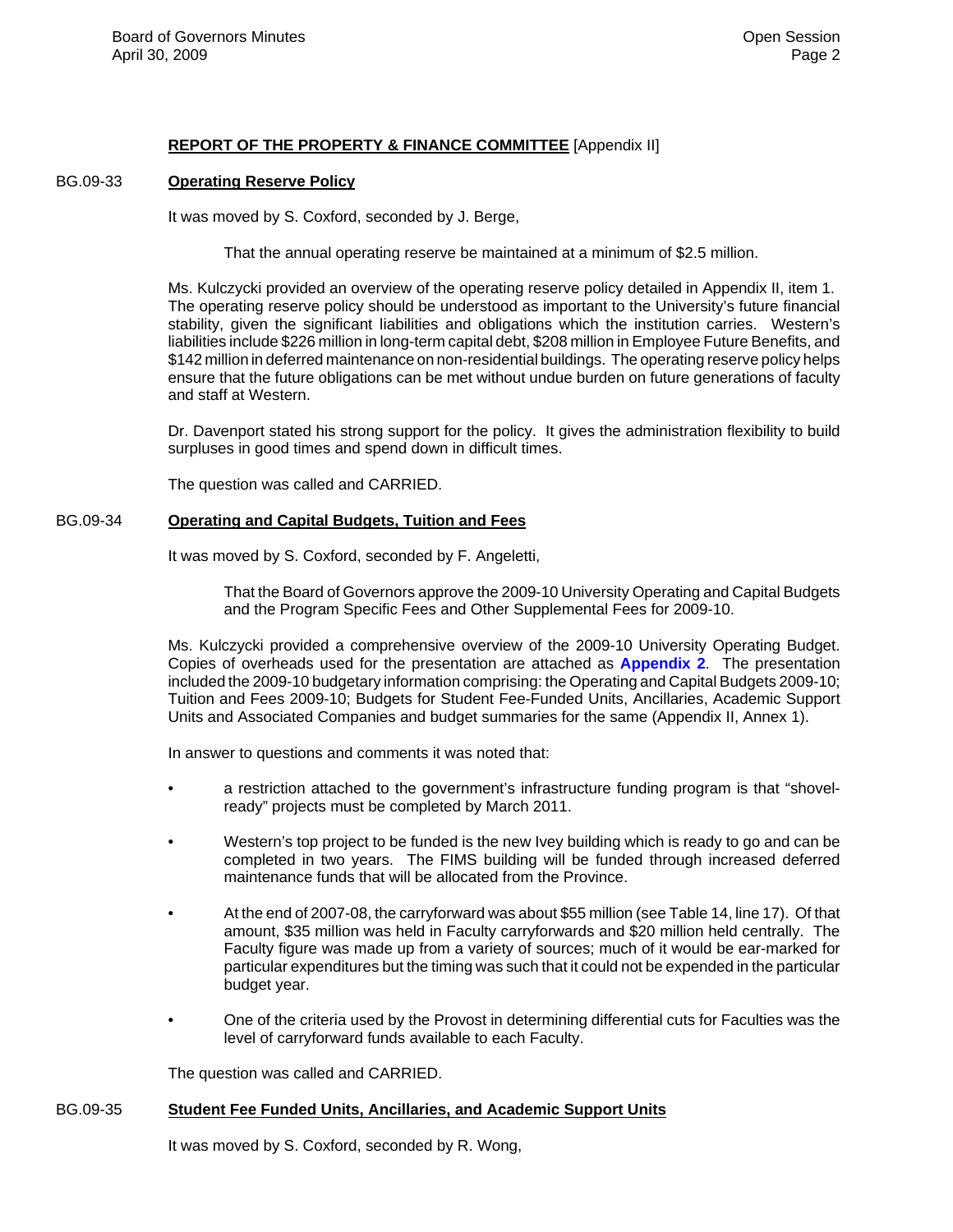## REPORT OF THE PROPERTY & FINANCE COMMITTEE [Appendix II]

BG.09-33 **Operating Reserve Policy**

It was moved by S. Coxford, seconded by J. Berge,

> That the annual operating reserve be maintained at a minimum of $2.5 million.

Ms. Kulczycki provided an overview of the operating reserve policy detailed in Appendix II, item 1. The operating reserve policy should be understood as important to the University's future financial stability, given the significant liabilities and obligations which the institution carries. Western's liabilities include $226 million in long-term capital debt, $208 million in Employee Future Benefits, and $142 million in deferred maintenance on non-residential buildings. The operating reserve policy helps ensure that the future obligations can be met without undue burden on future generations of faculty and staff at Western.

Dr. Davenport stated his strong support for the policy. It gives the administration flexibility to build surpluses in good times and spend down in difficult times.

The question was called and CARRIED.

BG.09-34 **Operating and Capital Budgets, Tuition and Fees**

It was moved by S. Coxford, seconded by F. Angeletti,

> That the Board of Governors approve the 2009-10 University Operating and Capital Budgets and the Program Specific Fees and Other Supplemental Fees for 2009-10.

Ms. Kulczycki provided a comprehensive overview of the 2009-10 University Operating Budget. Copies of overheads used for the presentation are attached as **Appendix 2**. The presentation included the 2009-10 budgetary information comprising: the Operating and Capital Budgets 2009-10; Tuition and Fees 2009-10; Budgets for Student Fee-Funded Units, Ancillaries, Academic Support Units and Associated Companies and budget summaries for the same (Appendix II, Annex 1).

In answer to questions and comments it was noted that:

- a restriction attached to the government's infrastructure funding program is that "shovel-ready" projects must be completed by March 2011.
- Western's top project to be funded is the new Ivey building which is ready to go and can be completed in two years. The FIMS building will be funded through increased deferred maintenance funds that will be allocated from the Province.
- At the end of 2007-08, the carryforward was about $55 million (see Table 14, line 17). Of that amount, $35 million was held in Faculty carryforwards and $20 million held centrally. The Faculty figure was made up from a variety of sources; much of it would be ear-marked for particular expenditures but the timing was such that it could not be expended in the particular budget year.
- One of the criteria used by the Provost in determining differential cuts for Faculties was the level of carryforward funds available to each Faculty.

The question was called and CARRIED.

BG.09-35 **Student Fee Funded Units, Ancillaries, and Academic Support Units**

It was moved by S. Coxford, seconded by R. Wong,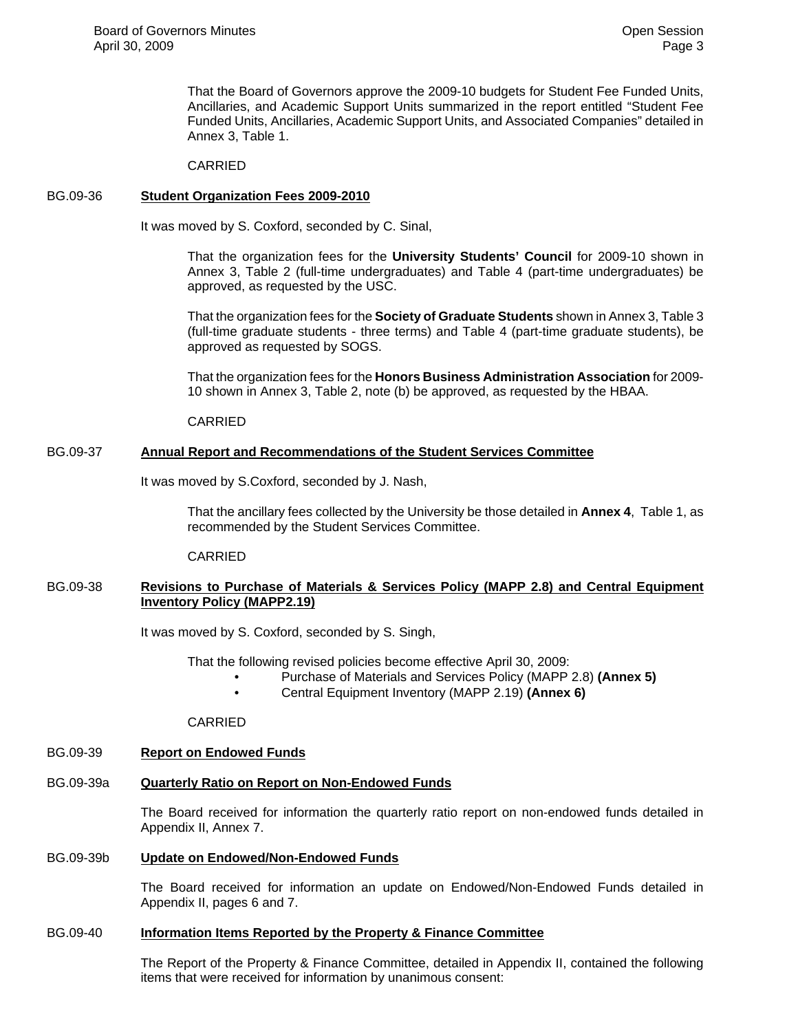That the Board of Governors approve the 2009-10 budgets for Student Fee Funded Units, Ancillaries, and Academic Support Units summarized in the report entitled "Student Fee Funded Units, Ancillaries, Academic Support Units, and Associated Companies" detailed in Annex 3, Table 1.

CARRIED

BG.09-36 **Student Organization Fees 2009-2010**

It was moved by S. Coxford, seconded by C. Sinal,

That the organization fees for the **University Students' Council** for 2009-10 shown in Annex 3, Table 2 (full-time undergraduates) and Table 4 (part-time undergraduates) be approved, as requested by the USC.

That the organization fees for the **Society of Graduate Students** shown in Annex 3, Table 3 (full-time graduate students - three terms) and Table 4 (part-time graduate students), be approved as requested by SOGS.

That the organization fees for the **Honors Business Administration Association** for 2009-10 shown in Annex 3, Table 2, note (b) be approved, as requested by the HBAA.

CARRIED

BG.09-37 **Annual Report and Recommendations of the Student Services Committee**

It was moved by S.Coxford, seconded by J. Nash,

That the ancillary fees collected by the University be those detailed in **Annex 4**, Table 1, as recommended by the Student Services Committee.

CARRIED

BG.09-38 **Revisions to Purchase of Materials & Services Policy (MAPP 2.8) and Central Equipment Inventory Policy (MAPP2.19)**

It was moved by S. Coxford, seconded by S. Singh,

That the following revised policies become effective April 30, 2009:

- Purchase of Materials and Services Policy (MAPP 2.8) **(Annex 5)**
- Central Equipment Inventory (MAPP 2.19) **(Annex 6)**

CARRIED

BG.09-39 **Report on Endowed Funds**

BG.09-39a **Quarterly Ratio on Report on Non-Endowed Funds**

The Board received for information the quarterly ratio report on non-endowed funds detailed in Appendix II, Annex 7.

BG.09-39b **Update on Endowed/Non-Endowed Funds**

The Board received for information an update on Endowed/Non-Endowed Funds detailed in Appendix II, pages 6 and 7.

BG.09-40 **Information Items Reported by the Property & Finance Committee**

The Report of the Property & Finance Committee, detailed in Appendix II, contained the following items that were received for information by unanimous consent: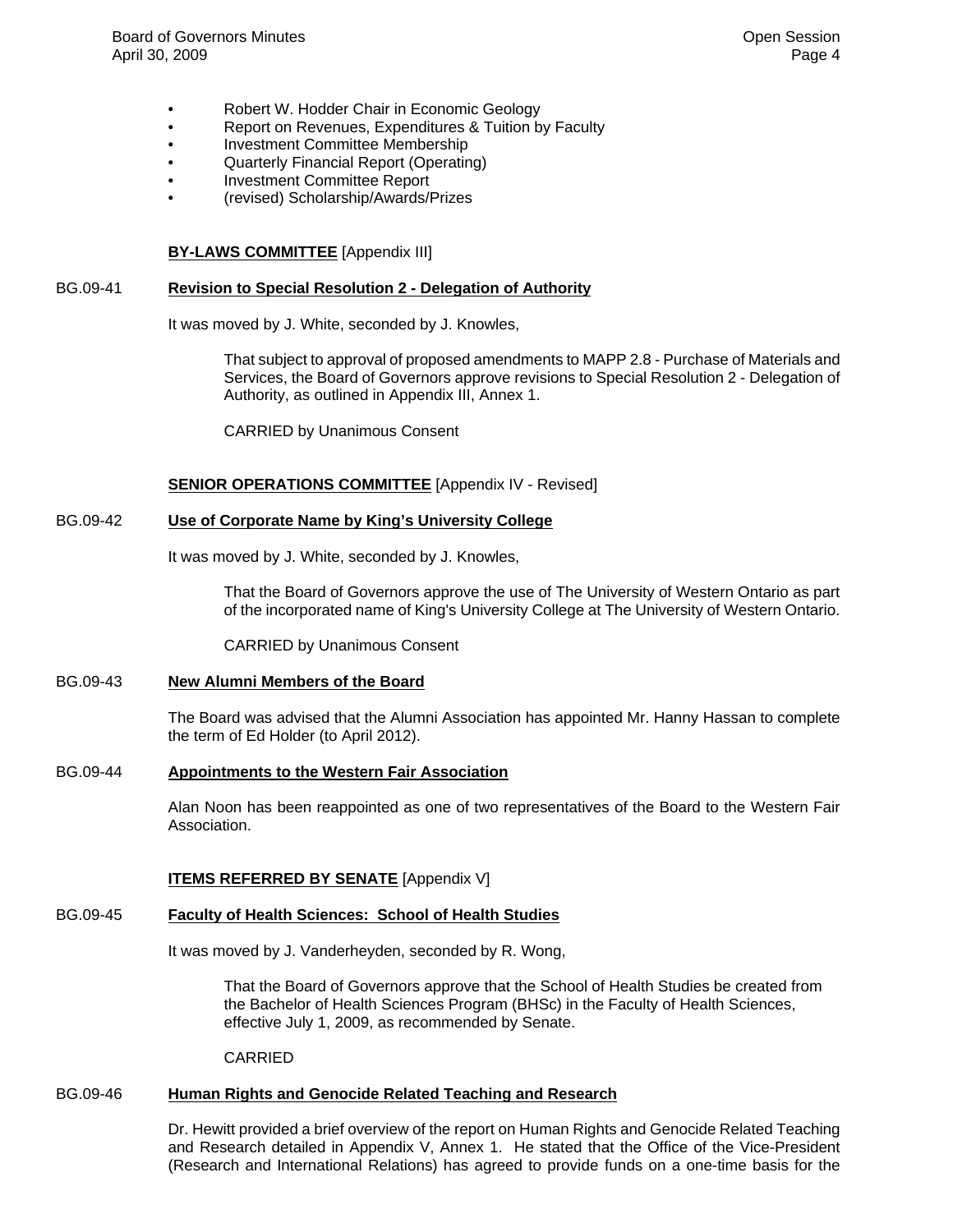- Robert W. Hodder Chair in Economic Geology
- Report on Revenues, Expenditures & Tuition by Faculty
- Investment Committee Membership
- Quarterly Financial Report (Operating)
- Investment Committee Report
- (revised) Scholarship/Awards/Prizes

**BY-LAWS COMMITTEE** [Appendix III]

BG.09-41 **Revision to Special Resolution 2 - Delegation of Authority**

It was moved by J. White, seconded by J. Knowles,

> That subject to approval of proposed amendments to MAPP 2.8 - Purchase of Materials and Services, the Board of Governors approve revisions to Special Resolution 2 - Delegation of Authority, as outlined in Appendix III, Annex 1.
>
> CARRIED by Unanimous Consent

**SENIOR OPERATIONS COMMITTEE** [Appendix IV - Revised]

BG.09-42 **Use of Corporate Name by King's University College**

It was moved by J. White, seconded by J. Knowles,

> That the Board of Governors approve the use of The University of Western Ontario as part of the incorporated name of King's University College at The University of Western Ontario.
>
> CARRIED by Unanimous Consent

BG.09-43 **New Alumni Members of the Board**

The Board was advised that the Alumni Association has appointed Mr. Hanny Hassan to complete the term of Ed Holder (to April 2012).

BG.09-44 **Appointments to the Western Fair Association**

Alan Noon has been reappointed as one of two representatives of the Board to the Western Fair Association.

**ITEMS REFERRED BY SENATE** [Appendix V]

BG.09-45 **Faculty of Health Sciences: School of Health Studies**

It was moved by J. Vanderheyden, seconded by R. Wong,

> That the Board of Governors approve that the School of Health Studies be created from the Bachelor of Health Sciences Program (BHSc) in the Faculty of Health Sciences, effective July 1, 2009, as recommended by Senate.
>
> CARRIED

BG.09-46 **Human Rights and Genocide Related Teaching and Research**

Dr. Hewitt provided a brief overview of the report on Human Rights and Genocide Related Teaching and Research detailed in Appendix V, Annex 1. He stated that the Office of the Vice-President (Research and International Relations) has agreed to provide funds on a one-time basis for the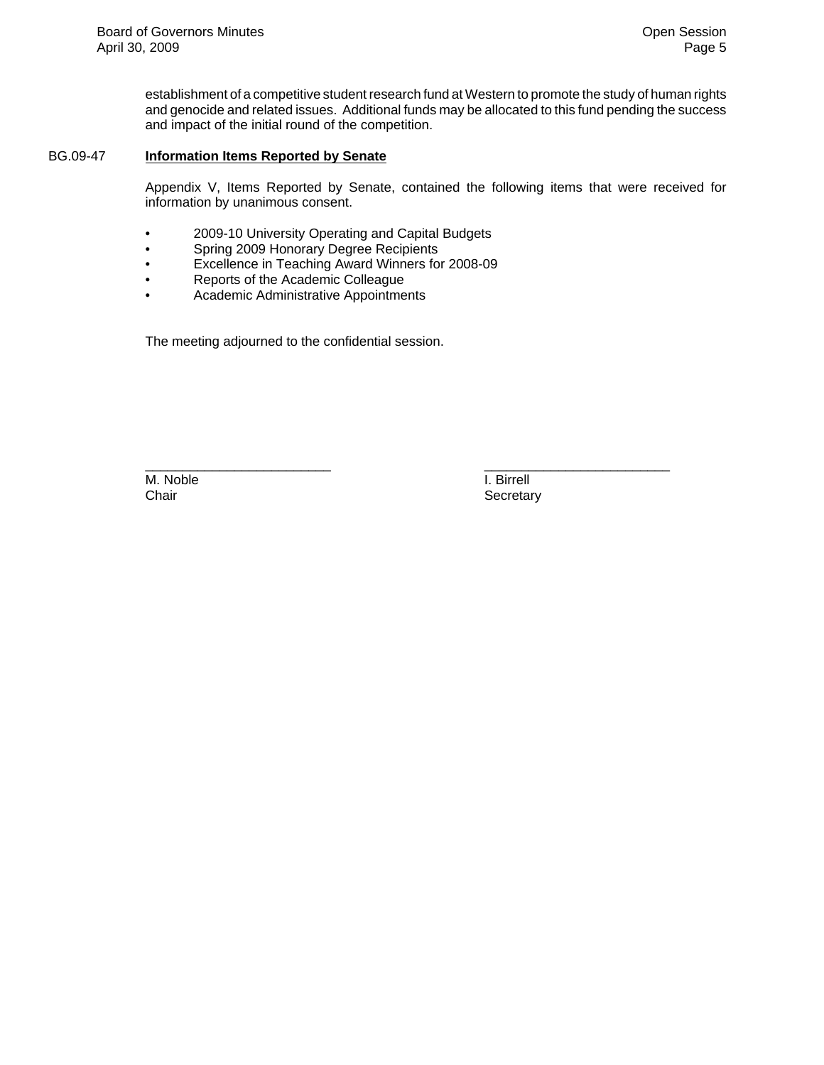establishment of a competitive student research fund at Western to promote the study of human rights and genocide and related issues. Additional funds may be allocated to this fund pending the success and impact of the initial round of the competition.

BG.09-47 **Information Items Reported by Senate**

Appendix V, Items Reported by Senate, contained the following items that were received for information by unanimous consent.

- 2009-10 University Operating and Capital Budgets
- Spring 2009 Honorary Degree Recipients
- Excellence in Teaching Award Winners for 2008-09
- Reports of the Academic Colleague
- Academic Administrative Appointments

The meeting adjourned to the confidential session.

| \_\_\_\_\_\_\_\_\_\_\_\_\_\_\_\_\_\_\_\_\_\_\_\_\_ | \_\_\_\_\_\_\_\_\_\_\_\_\_\_\_\_\_\_\_\_\_\_\_\_\_ |
|---|---|
| M. Noble | I. Birrell |
| Chair | Secretary |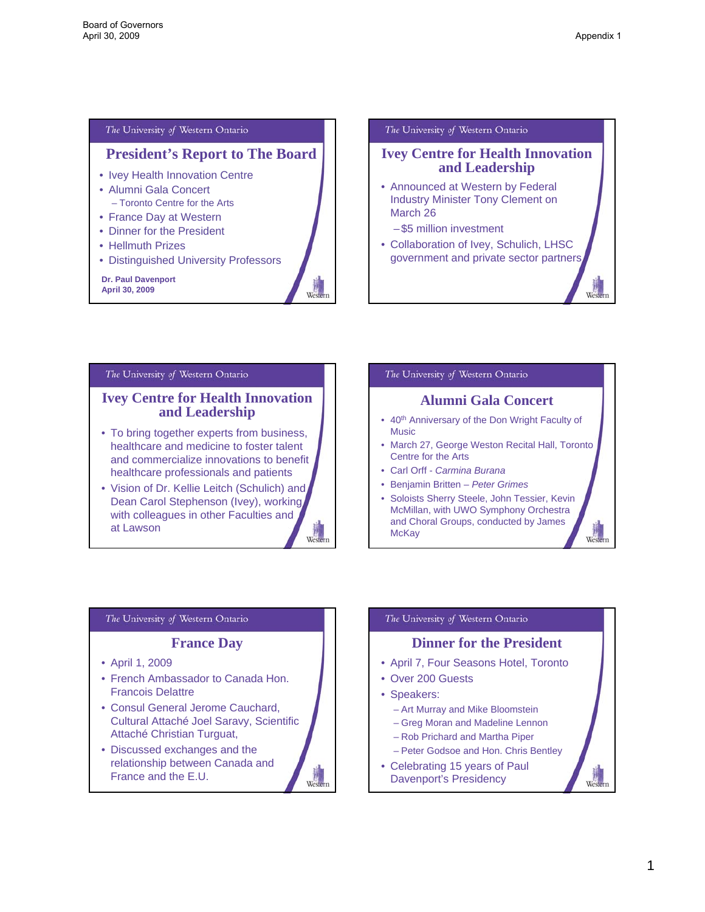Board of Governors
April 30, 2009

Appendix 1

## President's Report to The Board

- Ivey Health Innovation Centre
- Alumni Gala Concert
  - Toronto Centre for the Arts
- France Day at Western
- Dinner for the President
- Hellmuth Prizes
- Distinguished University Professors

**Dr. Paul Davenport**
**April 30, 2009**

## Ivey Centre for Health Innovation and Leadership

- Announced at Western by Federal Industry Minister Tony Clement on March 26
  - $5 million investment
- Collaboration of Ivey, Schulich, LHSC government and private sector partners

## Ivey Centre for Health Innovation and Leadership

- To bring together experts from business, healthcare and medicine to foster talent and commercialize innovations to benefit healthcare professionals and patients
- Vision of Dr. Kellie Leitch (Schulich) and Dean Carol Stephenson (Ivey), working with colleagues in other Faculties and at Lawson

## Alumni Gala Concert

- 40th Anniversary of the Don Wright Faculty of Music
- March 27, George Weston Recital Hall, Toronto Centre for the Arts
- Carl Orff - *Carmina Burana*
- Benjamin Britten – *Peter Grimes*
- Soloists Sherry Steele, John Tessier, Kevin McMillan, with UWO Symphony Orchestra and Choral Groups, conducted by James McKay

## France Day

- April 1, 2009
- French Ambassador to Canada Hon. Francois Delattre
- Consul General Jerome Cauchard, Cultural Attaché Joel Saravy, Scientific Attaché Christian Turguat,
- Discussed exchanges and the relationship between Canada and France and the E.U.

## Dinner for the President

- April 7, Four Seasons Hotel, Toronto
- Over 200 Guests
- Speakers:
  - Art Murray and Mike Bloomstein
  - Greg Moran and Madeline Lennon
  - Rob Prichard and Martha Piper
  - Peter Godsoe and Hon. Chris Bentley
- Celebrating 15 years of Paul Davenport's Presidency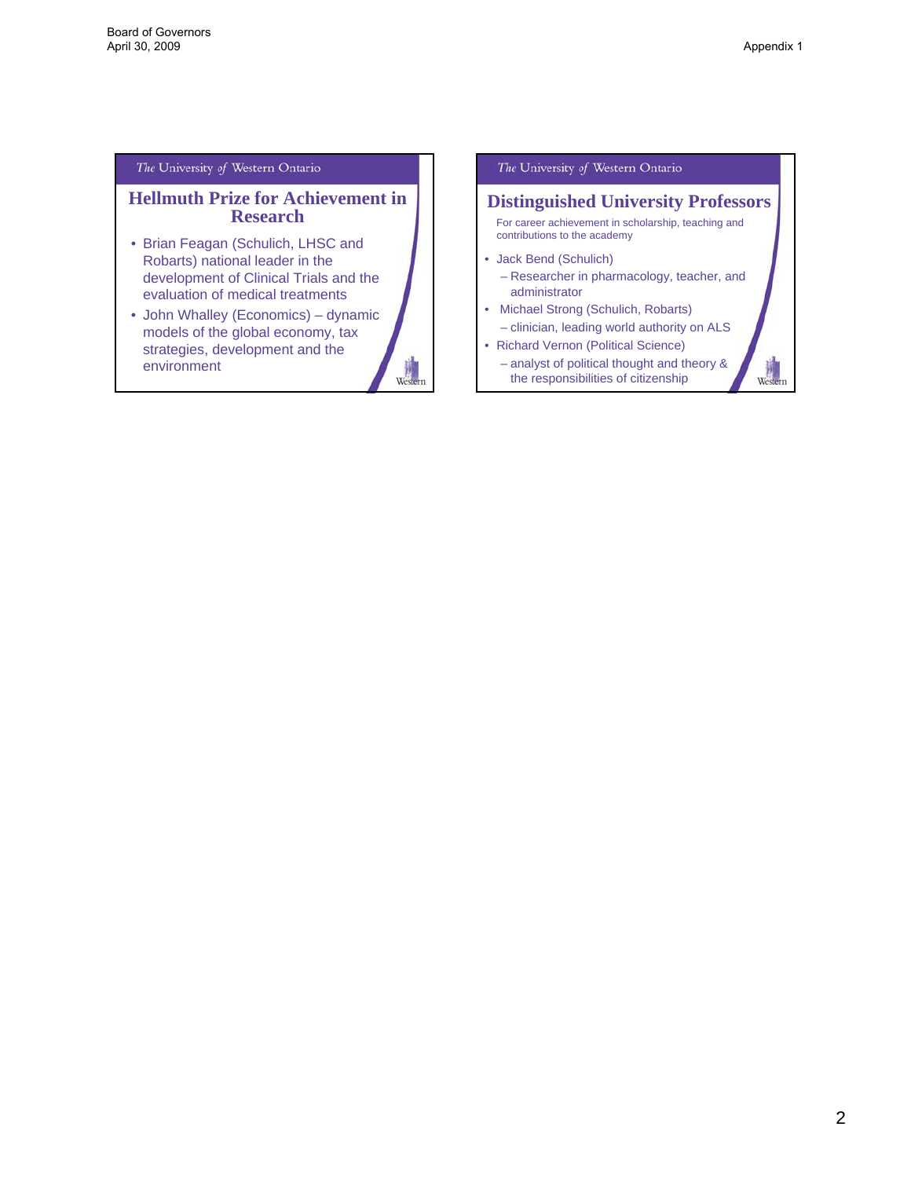## Hellmuth Prize for Achievement in Research

- Brian Feagan (Schulich, LHSC and Robarts) national leader in the development of Clinical Trials and the evaluation of medical treatments
- John Whalley (Economics) – dynamic models of the global economy, tax strategies, development and the environment

## Distinguished University Professors

For career achievement in scholarship, teaching and contributions to the academy

- Jack Bend (Schulich)
  - Researcher in pharmacology, teacher, and administrator
- Michael Strong (Schulich, Robarts)
  - clinician, leading world authority on ALS
- Richard Vernon (Political Science)
  - analyst of political thought and theory & the responsibilities of citizenship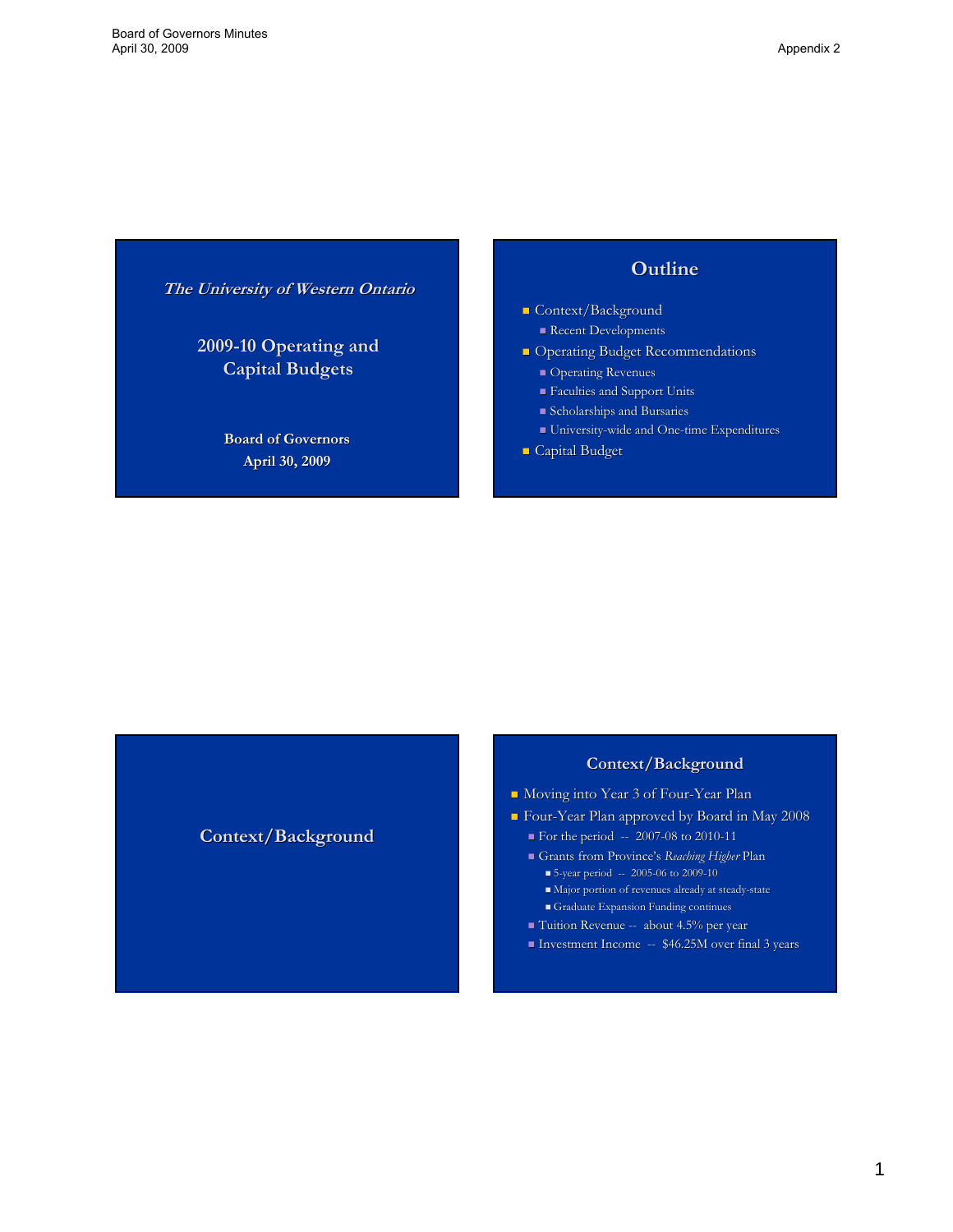# The University of Western Ontario

## 2009-10 Operating and Capital Budgets

**Board of Governors**

**April 30, 2009**

## Outline

- Context/Background
  - Recent Developments
- Operating Budget Recommendations
  - Operating Revenues
  - Faculties and Support Units
  - Scholarships and Bursaries
  - University-wide and One-time Expenditures
- Capital Budget

## Context/Background

## Context/Background

- Moving into Year 3 of Four-Year Plan
- Four-Year Plan approved by Board in May 2008
  - For the period -- 2007-08 to 2010-11
  - Grants from Province's *Reaching Higher* Plan
    - 5-year period -- 2005-06 to 2009-10
    - Major portion of revenues already at steady-state
    - Graduate Expansion Funding continues
  - Tuition Revenue -- about 4.5% per year
  - Investment Income -- $46.25M over final 3 years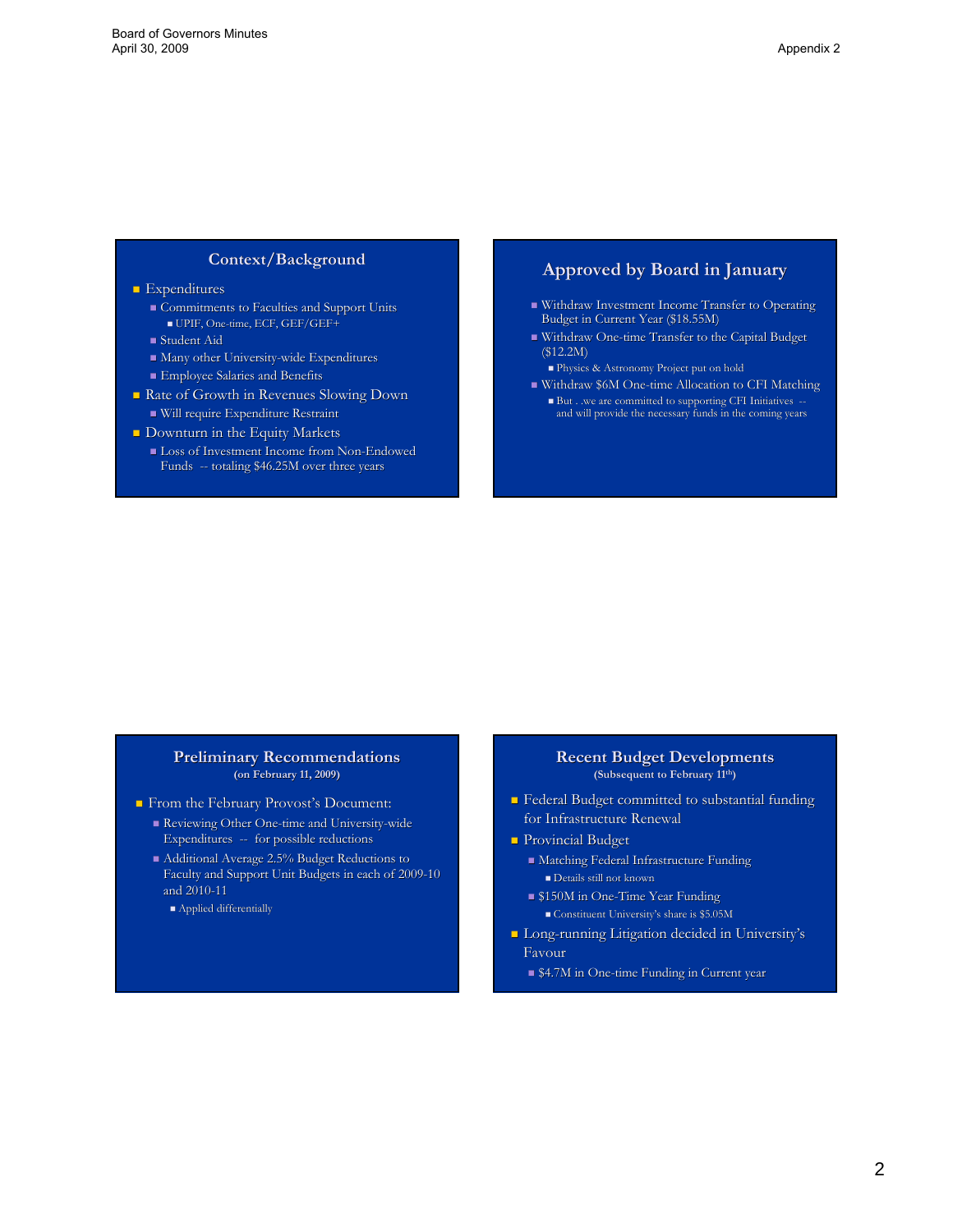## Context/Background

- Expenditures
  - Commitments to Faculties and Support Units
    - UPIF, One-time, ECF, GEF/GEF+
  - Student Aid
  - Many other University-wide Expenditures
  - Employee Salaries and Benefits
- Rate of Growth in Revenues Slowing Down
  - Will require Expenditure Restraint
- Downturn in the Equity Markets
  - Loss of Investment Income from Non-Endowed Funds -- totaling $46.25M over three years

## Approved by Board in January

- Withdraw Investment Income Transfer to Operating Budget in Current Year ($18.55M)
- Withdraw One-time Transfer to the Capital Budget ($12.2M)
  - Physics & Astronomy Project put on hold
- Withdraw $6M One-time Allocation to CFI Matching
  - But . .we are committed to supporting CFI Initiatives -- and will provide the necessary funds in the coming years

## Preliminary Recommendations

**(on February 11, 2009)**

- From the February Provost's Document:
  - Reviewing Other One-time and University-wide Expenditures -- for possible reductions
  - Additional Average 2.5% Budget Reductions to Faculty and Support Unit Budgets in each of 2009-10 and 2010-11
    - Applied differentially

## Recent Budget Developments

**(Subsequent to February 11th)**

- Federal Budget committed to substantial funding for Infrastructure Renewal
- Provincial Budget
  - Matching Federal Infrastructure Funding
    - Details still not known
  - $150M in One-Time Year Funding
    - Constituent University's share is $5.05M
- Long-running Litigation decided in University's Favour
  - $4.7M in One-time Funding in Current year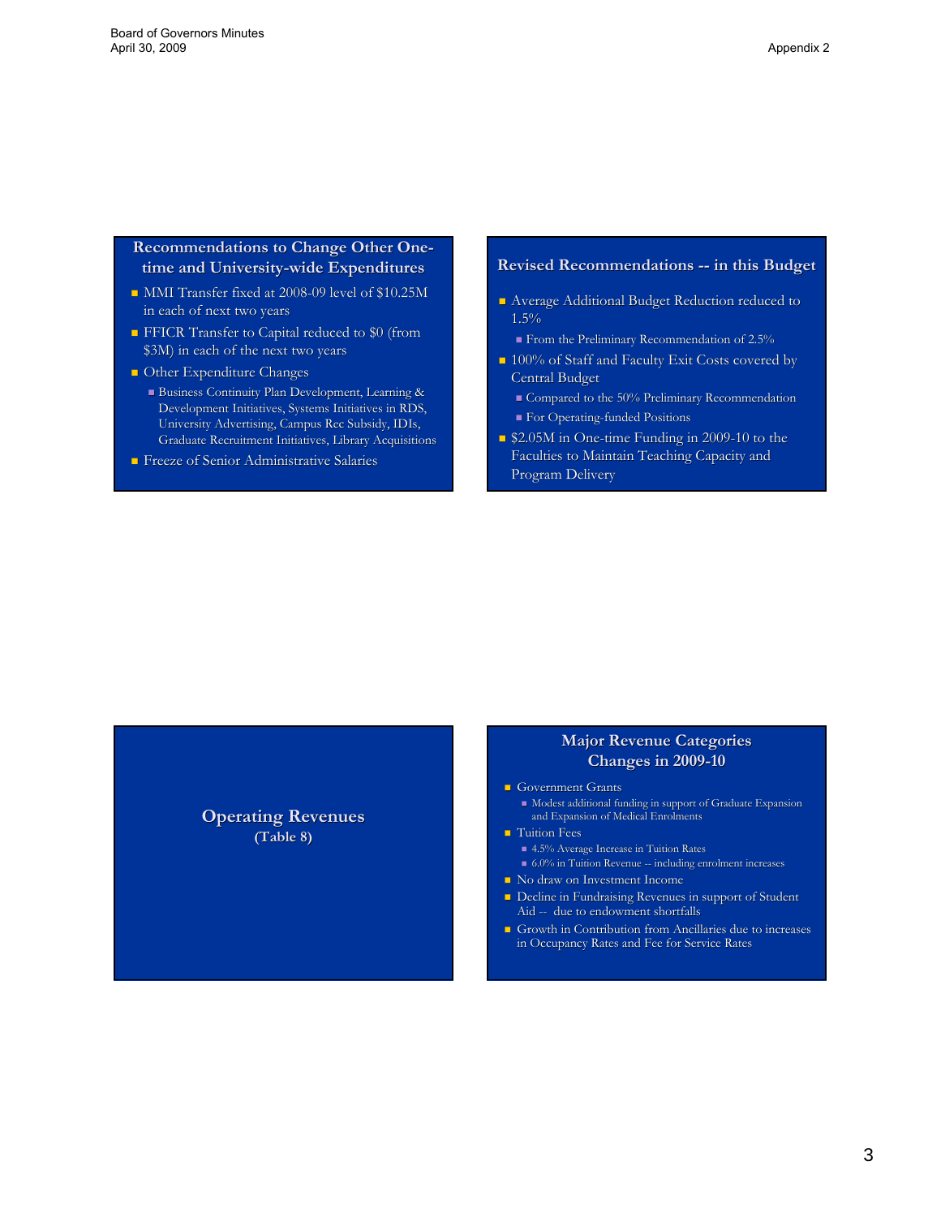## Recommendations to Change Other One-time and University-wide Expenditures

- MMI Transfer fixed at 2008-09 level of $10.25M in each of next two years
- FFICR Transfer to Capital reduced to $0 (from $3M) in each of the next two years
- Other Expenditure Changes
  - Business Continuity Plan Development, Learning & Development Initiatives, Systems Initiatives in RDS, University Advertising, Campus Rec Subsidy, IDIs, Graduate Recruitment Initiatives, Library Acquisitions
- Freeze of Senior Administrative Salaries

## Revised Recommendations -- in this Budget

- Average Additional Budget Reduction reduced to 1.5%
  - From the Preliminary Recommendation of 2.5%
- 100% of Staff and Faculty Exit Costs covered by Central Budget
  - Compared to the 50% Preliminary Recommendation
  - For Operating-funded Positions
- $2.05M in One-time Funding in 2009-10 to the Faculties to Maintain Teaching Capacity and Program Delivery

## Operating Revenues
**(Table 8)**

## Major Revenue Categories Changes in 2009-10

- Government Grants
  - Modest additional funding in support of Graduate Expansion and Expansion of Medical Enrolments
- Tuition Fees
  - 4.5% Average Increase in Tuition Rates
  - 6.0% in Tuition Revenue -- including enrolment increases
- No draw on Investment Income
- Decline in Fundraising Revenues in support of Student Aid -- due to endowment shortfalls
- Growth in Contribution from Ancillaries due to increases in Occupancy Rates and Fee for Service Rates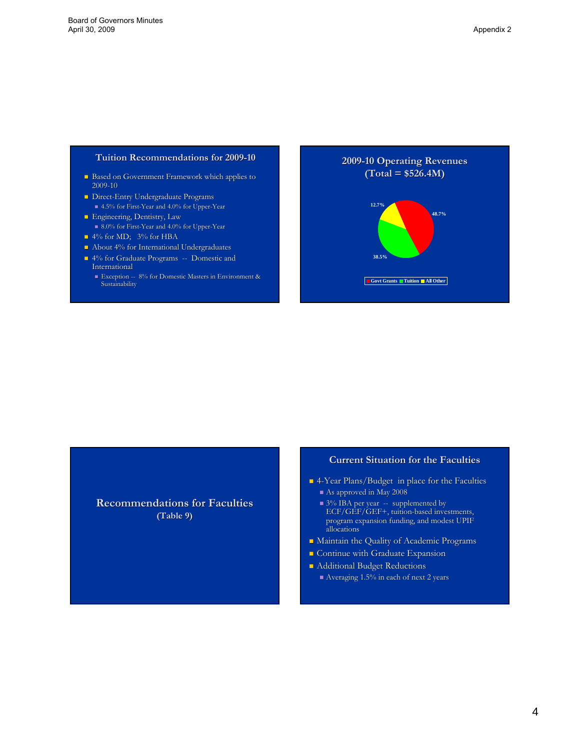## Tuition Recommendations for 2009-10

- Based on Government Framework which applies to 2009-10
- Direct-Entry Undergraduate Programs
  - 4.5% for First-Year and 4.0% for Upper-Year
- Engineering, Dentistry, Law
  - 8.0% for First-Year and 4.0% for Upper-Year
- 4% for MD; 3% for HBA
- About 4% for International Undergraduates
- 4% for Graduate Programs -- Domestic and International
  - Exception -- 8% for Domestic Masters in Environment & Sustainability

## 2009-10 Operating Revenues (Total = $526.4M)

| Source | Share |
|---|---|
| Govt Grants | 48.7% |
| Tuition | 38.5% |
| All Other | 12.7% |

## Recommendations for Faculties (Table 9)

## Current Situation for the Faculties

- 4-Year Plans/Budget in place for the Faculties
  - As approved in May 2008
  - 3% IBA per year -- supplemented by ECF/GEF/GEF+, tuition-based investments, program expansion funding, and modest UPIF allocations
- Maintain the Quality of Academic Programs
- Continue with Graduate Expansion
- Additional Budget Reductions
  - Averaging 1.5% in each of next 2 years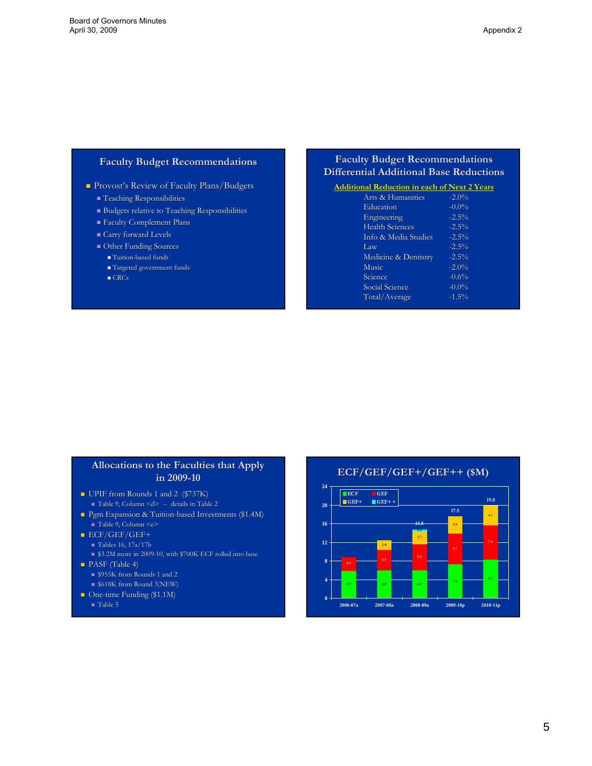## Faculty Budget Recommendations

- Provost's Review of Faculty Plans/Budgets
  - Teaching Responsibilities
  - Budgets relative to Teaching Responsibilities
  - Faculty Complement Plans
  - Carry forward Levels
  - Other Funding Sources
    - Tuition-based funds
    - Targeted government funds
    - CRCs

## Faculty Budget Recommendations Differential Additional Base Reductions

**Additional Reduction in each of Next 2 Years**

| Faculty | Reduction |
|---|---|
| Arts & Humanities | -2.0% |
| Education | -0.0% |
| Engineering | -2.5% |
| Health Sciences | -2.5% |
| Info & Media Studies | -2.5% |
| Law | -2.5% |
| Medicine & Dentistry | -2.5% |
| Music | -2.0% |
| Science | -0.6% |
| Social Science | -0.0% |
| Total/Average | -1.5% |

## Allocations to the Faculties that Apply in 2009-10

- UPIF from Rounds 1 and 2 ($737K)
  - Table 9, Column <d> -- details in Table 2
- Pgm Expansion & Tuition-based Investments ($1.4M)
  - Table 9, Column <e>
- ECF/GEF/GEF+
  - Tables 16, 17a/17b
  - $3.2M more in 2009-10, with $700K ECF rolled into base
- PASF (Table 4)
  - $955K from Rounds 1 and 2
  - $618K from Round 3(NEW)
- One-time Funding ($1.1M)
  - Table 5

## ECF/GEF/GEF+/GEF++ ($M)

| | 2006-07a | 2007-08a | 2008-09a | 2009-10p | 2010-11p |
|---|---|---|---|---|---|
| ECF | 5.9 | 6.0 | 6.1 | 7.3 | 8.3 |
| GEF | 2.9 | 4.3 | 5.6 | 6.7 | 7.4 |
| GEF+ | | 2.0 | 2.7 | 3.5 | 4.1 |
| GEF++ | | | 0.4 | | |
| Total | | | 14.8 | 17.5 | 19.8 |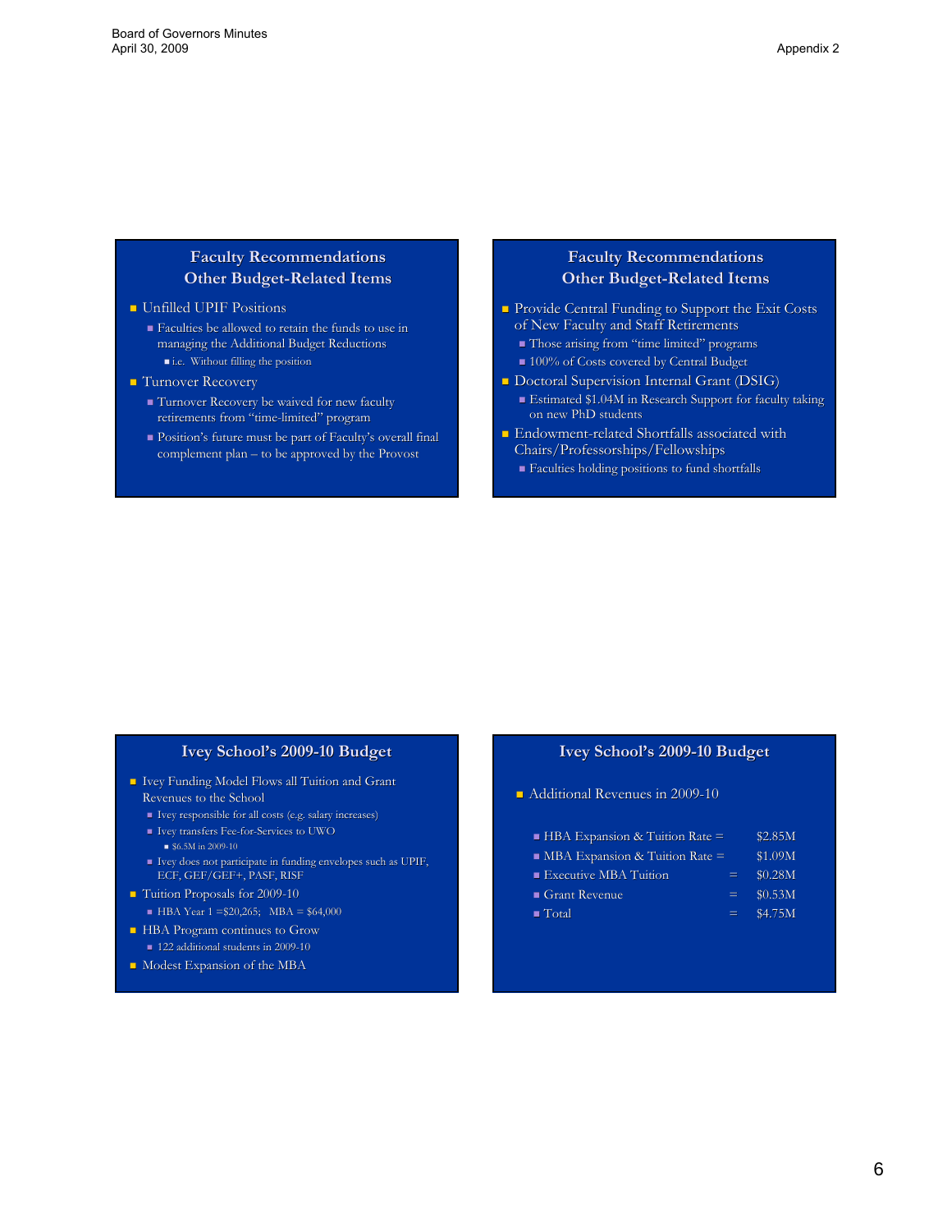## Faculty Recommendations
## Other Budget-Related Items

- Unfilled UPIF Positions
  - Faculties be allowed to retain the funds to use in managing the Additional Budget Reductions
    - i.e. Without filling the position
- Turnover Recovery
  - Turnover Recovery be waived for new faculty retirements from "time-limited" program
  - Position's future must be part of Faculty's overall final complement plan – to be approved by the Provost

## Faculty Recommendations
## Other Budget-Related Items

- Provide Central Funding to Support the Exit Costs of New Faculty and Staff Retirements
  - Those arising from "time limited" programs
  - 100% of Costs covered by Central Budget
- Doctoral Supervision Internal Grant (DSIG)
  - Estimated $1.04M in Research Support for faculty taking on new PhD students
- Endowment-related Shortfalls associated with Chairs/Professorships/Fellowships
  - Faculties holding positions to fund shortfalls

## Ivey School's 2009-10 Budget

- Ivey Funding Model Flows all Tuition and Grant Revenues to the School
  - Ivey responsible for all costs (e.g. salary increases)
  - Ivey transfers Fee-for-Services to UWO
    - $6.5M in 2009-10
  - Ivey does not participate in funding envelopes such as UPIF, ECF, GEF/GEF+, PASF, RISF
- Tuition Proposals for 2009-10
  - HBA Year 1 =$20,265; MBA = $64,000
- HBA Program continues to Grow
  - 122 additional students in 2009-10
- Modest Expansion of the MBA

## Ivey School's 2009-10 Budget

- Additional Revenues in 2009-10
  - HBA Expansion & Tuition Rate = $2.85M
  - MBA Expansion & Tuition Rate = $1.09M
  - Executive MBA Tuition = $0.28M
  - Grant Revenue = $0.53M
  - Total = $4.75M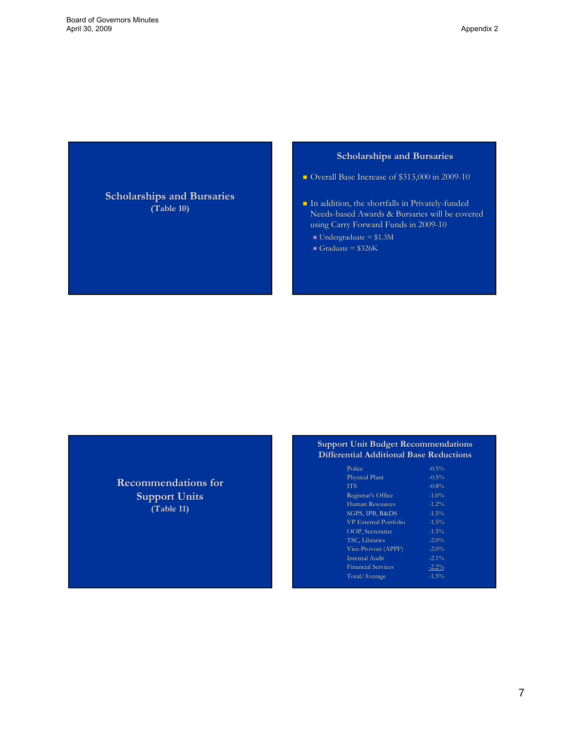## Scholarships and Bursaries
**(Table 10)**

## Scholarships and Bursaries

- Overall Base Increase of $313,000 in 2009-10
- In addition, the shortfalls in Privately-funded Needs-based Awards & Bursaries will be covered using Carry Forward Funds in 2009-10
  - Undergraduate = $1.3M
  - Graduate = $326K

## Recommendations for Support Units
**(Table 11)**

## Support Unit Budget Recommendations Differential Additional Base Reductions

| Unit | Reduction |
|---|---|
| Police | -0.5% |
| Physical Plant | -0.5% |
| ITS | -0.8% |
| Registrar's Office | -1.0% |
| Human Resources | -1.2% |
| SGPS, IPB, R&DS | -1.5% |
| VP External Portfolio | -1.5% |
| OOP, Secretariat | -1.5% |
| TSC, Libraries | -2.0% |
| Vice-Provost (APPF) | -2.0% |
| Internal Audit | -2.1% |
| Financial Services | -2.2% |
| Total/Average | -1.5% |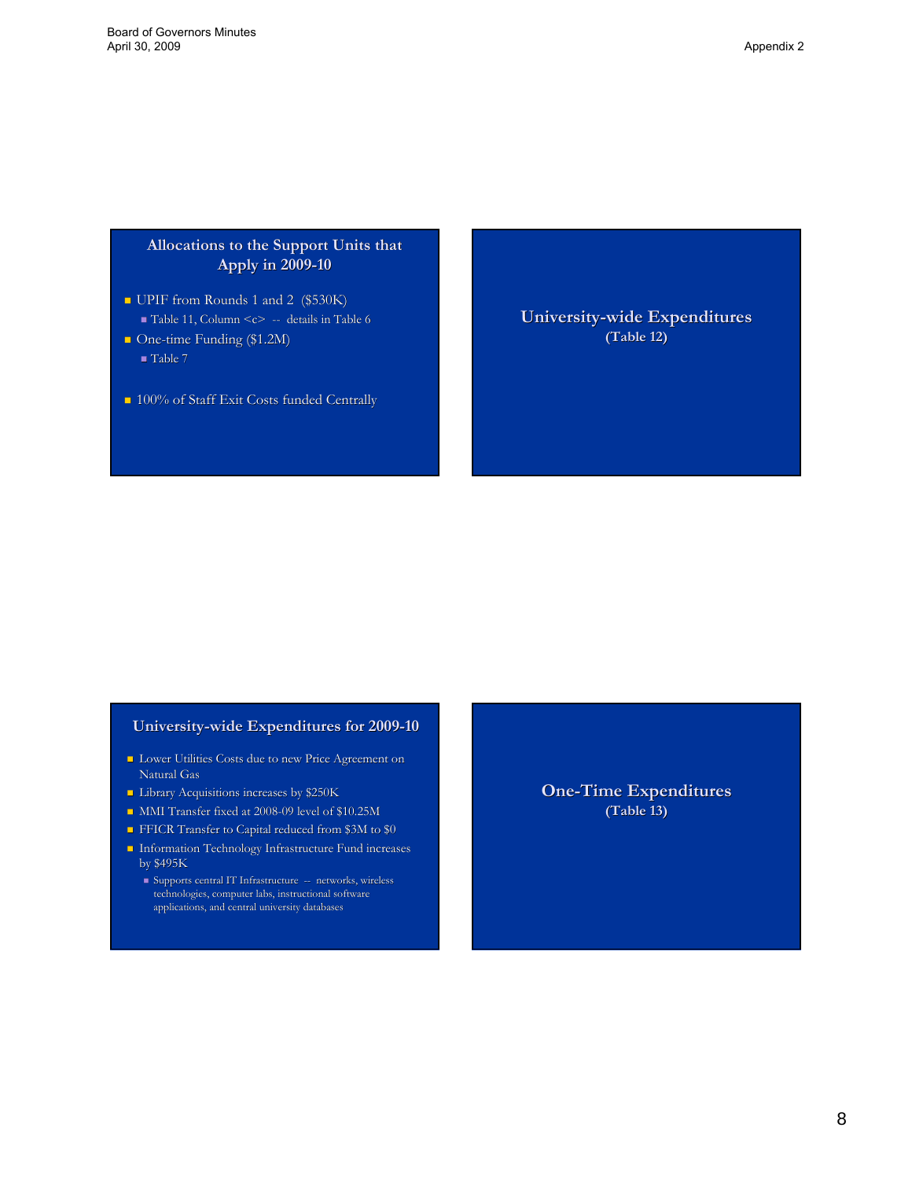## Allocations to the Support Units that Apply in 2009-10

- UPIF from Rounds 1 and 2 ($530K)
  - Table 11, Column <c> -- details in Table 6
- One-time Funding ($1.2M)
  - Table 7
- 100% of Staff Exit Costs funded Centrally

## University-wide Expenditures

**(Table 12)**

## University-wide Expenditures for 2009-10

- Lower Utilities Costs due to new Price Agreement on Natural Gas
- Library Acquisitions increases by $250K
- MMI Transfer fixed at 2008-09 level of $10.25M
- FFICR Transfer to Capital reduced from $3M to $0
- Information Technology Infrastructure Fund increases by $495K
  - Supports central IT Infrastructure -- networks, wireless technologies, computer labs, instructional software applications, and central university databases

## One-Time Expenditures

**(Table 13)**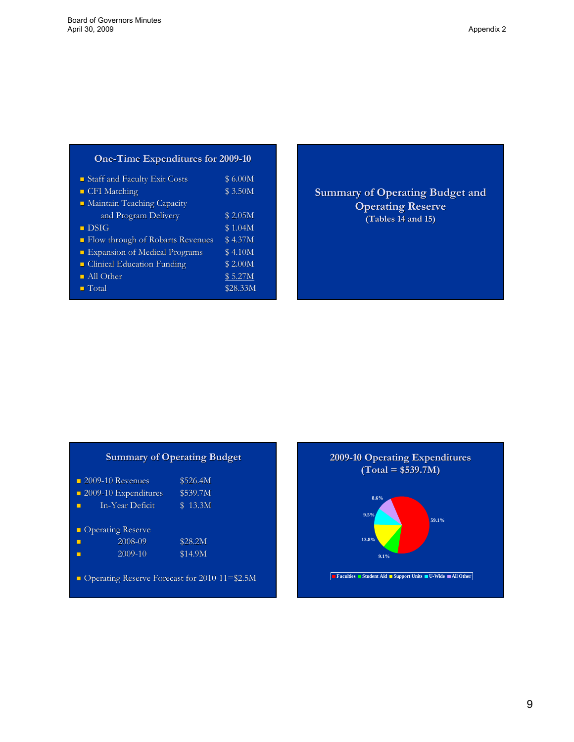## One-Time Expenditures for 2009-10

| Item | Amount |
| --- | --- |
| Staff and Faculty Exit Costs | $ 6.00M |
| CFI Matching | $ 3.50M |
| Maintain Teaching Capacity and Program Delivery | $ 2.05M |
| DSIG | $ 1.04M |
| Flow through of Robarts Revenues | $ 4.37M |
| Expansion of Medical Programs | $ 4.10M |
| Clinical Education Funding | $ 2.00M |
| All Other | $ 5.27M |
| Total | $28.33M |

## Summary of Operating Budget and Operating Reserve

**(Tables 14 and 15)**

## Summary of Operating Budget

- 2009-10 Revenues $526.4M
- 2009-10 Expenditures $539.7M
- In-Year Deficit $ 13.3M

- Operating Reserve
  - 2008-09 $28.2M
  - 2009-10 $14.9M

- Operating Reserve Forecast for 2010-11=$2.5M

## 2009-10 Operating Expenditures (Total = $539.7M)

| Category | Percentage |
| --- | --- |
| Faculties | 59.1% |
| Student Aid | 9.1% |
| Support Units | 13.8% |
| U-Wide | 9.5% |
| All Other | 8.6% |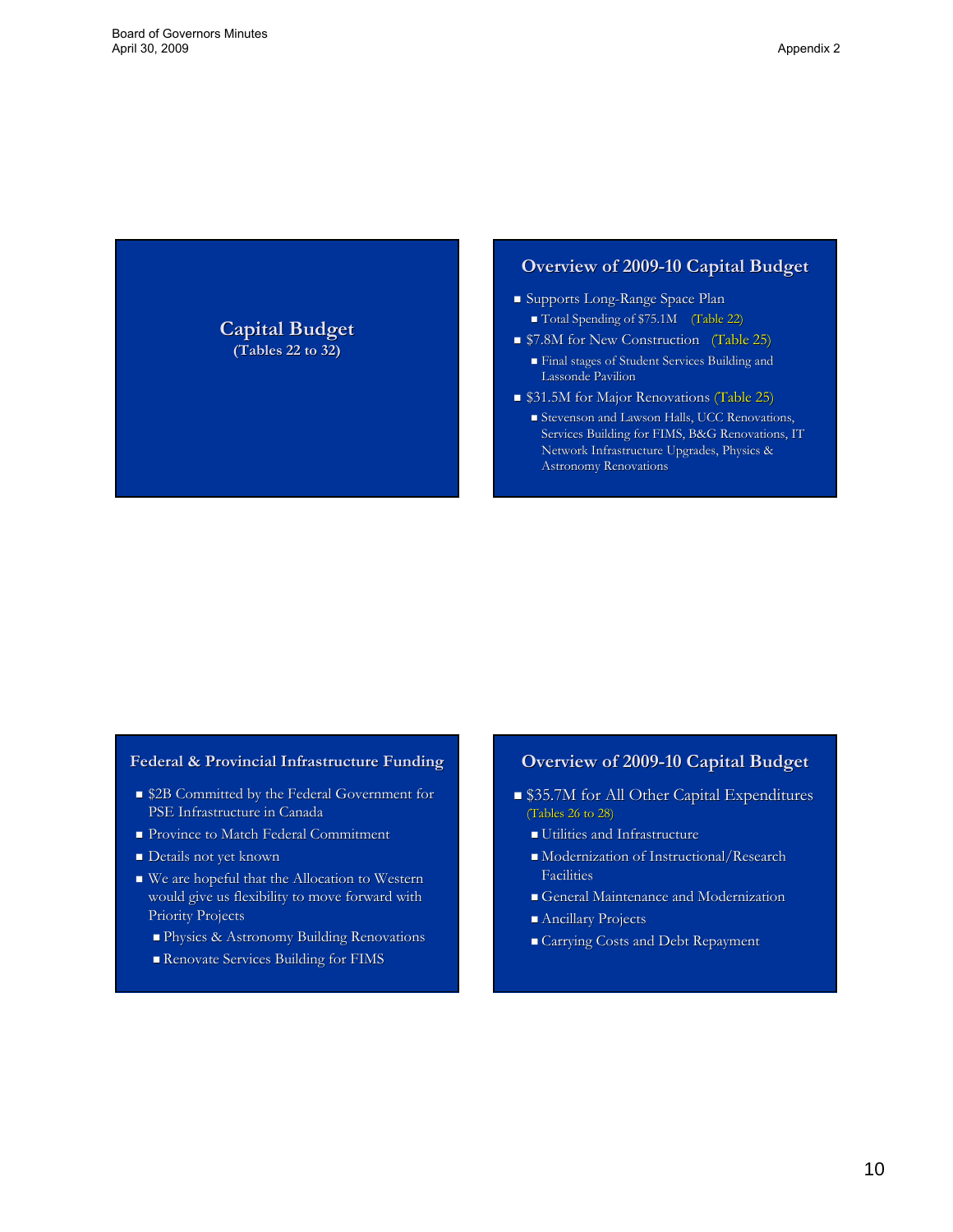## Capital Budget

**(Tables 22 to 32)**

## Overview of 2009-10 Capital Budget

- Supports Long-Range Space Plan
  - Total Spending of $75.1M (Table 22)
- $7.8M for New Construction (Table 25)
  - Final stages of Student Services Building and Lassonde Pavilion
- $31.5M for Major Renovations (Table 25)
  - Stevenson and Lawson Halls, UCC Renovations, Services Building for FIMS, B&G Renovations, IT Network Infrastructure Upgrades, Physics & Astronomy Renovations

## Federal & Provincial Infrastructure Funding

- $2B Committed by the Federal Government for PSE Infrastructure in Canada
- Province to Match Federal Commitment
- Details not yet known
- We are hopeful that the Allocation to Western would give us flexibility to move forward with Priority Projects
  - Physics & Astronomy Building Renovations
  - Renovate Services Building for FIMS

## Overview of 2009-10 Capital Budget

- $35.7M for All Other Capital Expenditures (Tables 26 to 28)
  - Utilities and Infrastructure
  - Modernization of Instructional/Research Facilities
  - General Maintenance and Modernization
  - Ancillary Projects
  - Carrying Costs and Debt Repayment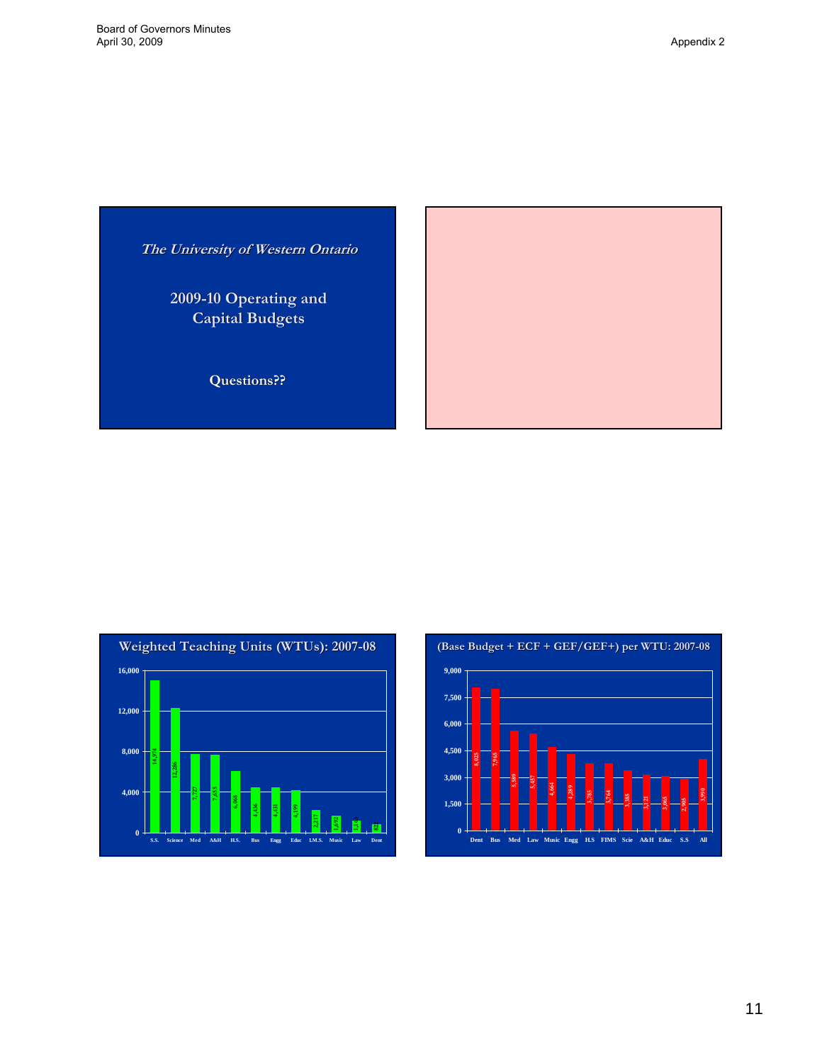*The University of Western Ontario*

## 2009-10 Operating and Capital Budgets

**Questions??**

## Weighted Teaching Units (WTUs): 2007-08

| Faculty | WTUs |
|---|---|
| S.S. | 14,974 |
| Science | 12,286 |
| Med | 7,727 |
| A&H | 7,633 |
| H.S. | 6,068 |
| Bus | 4,436 |
| Engg | 4,431 |
| Educ | 4,199 |
| I.M.S. | 2,217 |
| Music | 1,692 |
| Law | 1,148 |
| Dent | 822 |

## (Base Budget + ECF + GEF/GEF+) per WTU: 2007-08

| Faculty | Per WTU |
|---|---|
| Dent | 8,025 |
| Bus | 7,965 |
| Med | 5,589 |
| Law | 5,437 |
| Music | 4,664 |
| Engg | 4,289 |
| H.S | 3,785 |
| FIMS | 3,764 |
| Scie | 3,385 |
| A&H | 3,121 |
| Educ | 3,063 |
| S.S | 2,905 |
| All | 3,990 |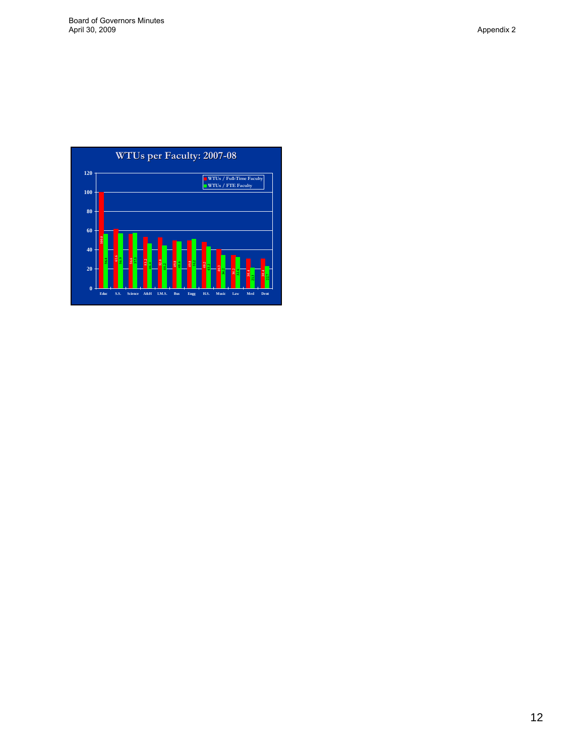WTUs per Faculty: 2007-08

120

100

80

60

40

20

0

WTUs / Full-Time Faculty

WTUs / FTE Faculty

100.0 56.4

61.6 56.9

56.6 57.5

53.2 46.4

52.8 44.2

49.8 48.6

49.9 51.2

48.2 43.2

40.3 34.2

34.2 32.4

30.4 21.1

30.4 22.7

Educ S.S. Science A&H I.M.S. Bus Engg H.S. Music Law Med Dent